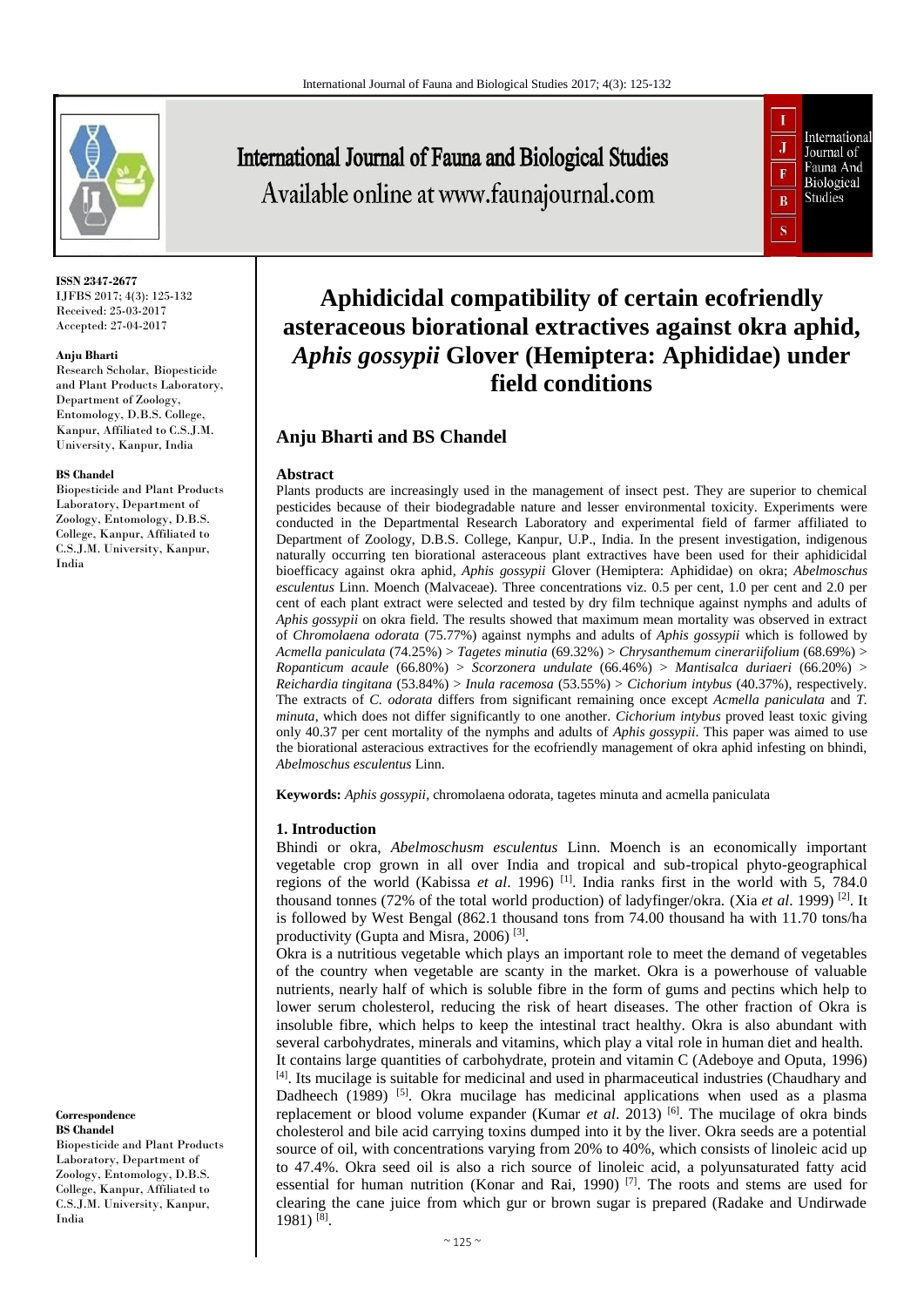# Aphidicidal compatibility of certain ecofriendly asteraceous biorational extractives against okra aphid, *Aphis gossypii* Glover (Hemiptera: Aphididae) under field conditions

**Anju Bharti and BS Chandel**

**ISSN 2347-2677**
IJFBS 2017; 4(3): 125-132
Received: 25-03-2017
Accepted: 27-04-2017

**Anju Bharti**
Research Scholar, Biopesticide and Plant Products Laboratory, Department of Zoology, Entomology, D.B.S. College, Kanpur, Affiliated to C.S.J.M. University, Kanpur, India

**BS Chandel**
Biopesticide and Plant Products Laboratory, Department of Zoology, Entomology, D.B.S. College, Kanpur, Affiliated to C.S.J.M. University, Kanpur, India

**Correspondence**
**BS Chandel**
Biopesticide and Plant Products Laboratory, Department of Zoology, Entomology, D.B.S. College, Kanpur, Affiliated to C.S.J.M. University, Kanpur, India

## Abstract

Plants products are increasingly used in the management of insect pest. They are superior to chemical pesticides because of their biodegradable nature and lesser environmental toxicity. Experiments were conducted in the Departmental Research Laboratory and experimental field of farmer affiliated to Department of Zoology, D.B.S. College, Kanpur, U.P., India. In the present investigation, indigenous naturally occurring ten biorational asteraceous plant extractives have been used for their aphidicidal bioefficacy against okra aphid, *Aphis gossypii* Glover (Hemiptera: Aphididae) on okra; *Abelmoschus esculentus* Linn. Moench (Malvaceae). Three concentrations viz. 0.5 per cent, 1.0 per cent and 2.0 per cent of each plant extract were selected and tested by dry film technique against nymphs and adults of *Aphis gossypii* on okra field. The results showed that maximum mean mortality was observed in extract of *Chromolaena odorata* (75.77%) against nymphs and adults of *Aphis gossypii* which is followed by *Acmella paniculata* (74.25%) > *Tagetes minutia* (69.32%) > *Chrysanthemum cinerariifolium* (68.69%) > *Ropanticum acaule* (66.80%) > *Scorzonera undulate* (66.46%) > *Mantisalca duriaeri* (66.20%) > *Reichardia tingitana* (53.84%) > *Inula racemosa* (53.55%) > *Cichorium intybus* (40.37%), respectively. The extracts of *C. odorata* differs from significant remaining once except *Acmella paniculata* and *T. minuta*, which does not differ significantly to one another. *Cichorium intybus* proved least toxic giving only 40.37 per cent mortality of the nymphs and adults of *Aphis gossypii*. This paper was aimed to use the biorational asteracious extractives for the ecofriendly management of okra aphid infesting on bhindi, *Abelmoschus esculentus* Linn.

**Keywords:** *Aphis gossypii*, chromolaena odorata, tagetes minuta and acmella paniculata

## 1. Introduction

Bhindi or okra, *Abelmoschum esculentus* Linn. Moench is an economically important vegetable crop grown in all over India and tropical and sub-tropical phyto-geographical regions of the world (Kabissa *et al*. 1996) [1]. India ranks first in the world with 5, 784.0 thousand tonnes (72% of the total world production) of ladyfinger/okra. (Xia *et al*. 1999) [2]. It is followed by West Bengal (862.1 thousand tons from 74.00 thousand ha with 11.70 tons/ha productivity (Gupta and Misra, 2006) [3].

Okra is a nutritious vegetable which plays an important role to meet the demand of vegetables of the country when vegetable are scanty in the market. Okra is a powerhouse of valuable nutrients, nearly half of which is soluble fibre in the form of gums and pectins which help to lower serum cholesterol, reducing the risk of heart diseases. The other fraction of Okra is insoluble fibre, which helps to keep the intestinal tract healthy. Okra is also abundant with several carbohydrates, minerals and vitamins, which play a vital role in human diet and health. It contains large quantities of carbohydrate, protein and vitamin C (Adeboye and Oputa, 1996) [4]. Its mucilage is suitable for medicinal and used in pharmaceutical industries (Chaudhary and Dadheech (1989) [5]. Okra mucilage has medicinal applications when used as a plasma replacement or blood volume expander (Kumar *et al*. 2013) [6]. The mucilage of okra binds cholesterol and bile acid carrying toxins dumped into it by the liver. Okra seeds are a potential source of oil, with concentrations varying from 20% to 40%, which consists of linoleic acid up to 47.4%. Okra seed oil is also a rich source of linoleic acid, a polyunsaturated fatty acid essential for human nutrition (Konar and Rai, 1990) [7]. The roots and stems are used for clearing the cane juice from which gur or brown sugar is prepared (Radake and Undirwade 1981) [8].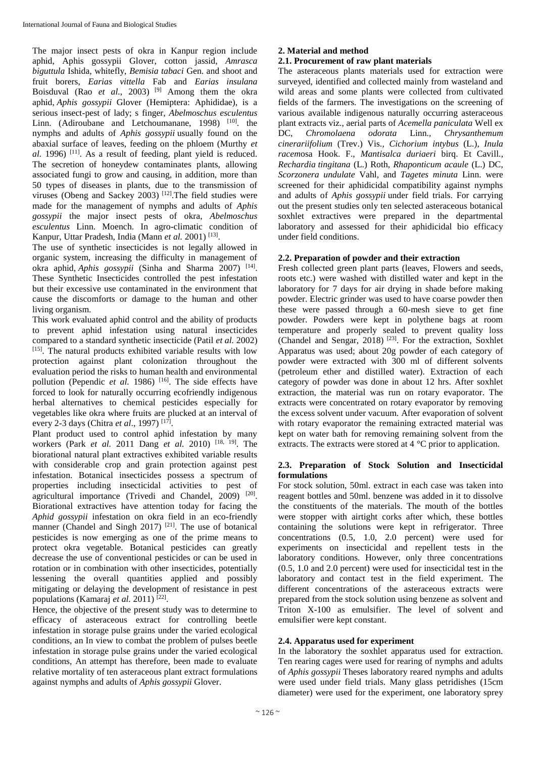The major insect pests of okra in Kanpur region include aphid, Aphis gossypii Glover, cotton jassid, *Amrasca biguttula* Ishida, whitefly, *Bemisia tabaci* Gen. and shoot and fruit borers, *Earias vittella* Fab and *Earias insulana* Boisduval (Rao *et al.*, 2003) [9] Among them the okra aphid, *Aphis gossypii* Glover (Hemiptera: Aphididae), is a serious insect-pest of lady; s finger, *Abelmoschus esculentus* Linn. (Adiroubane and Letchoumanane, 1998) [10]. the nymphs and adults of *Aphis gossypii* usually found on the abaxial surface of leaves, feeding on the phloem (Murthy *et al.* 1996) [11]. As a result of feeding, plant yield is reduced. The secretion of honeydew contaminates plants, allowing associated fungi to grow and causing, in addition, more than 50 types of diseases in plants, due to the transmission of viruses (Obeng and Sackey 2003) [12].The field studies were made for the management of nymphs and adults of *Aphis gossypii* the major insect pests of okra, *Abelmoschus esculentus* Linn. Moench. In agro-climatic condition of Kanpur, Uttar Pradesh, India (Mann *et al.* 2001) [13].

The use of synthetic insecticides is not legally allowed in organic system, increasing the difficulty in management of okra aphid, *Aphis gossypii* (Sinha and Sharma 2007) [14]. These Synthetic Insecticides controlled the pest infestation but their excessive use contaminated in the environment that cause the discomforts or damage to the human and other living organism.

This work evaluated aphid control and the ability of products to prevent aphid infestation using natural insecticides compared to a standard synthetic insecticide (Patil *et al.* 2002) [15]. The natural products exhibited variable results with low protection against plant colonization throughout the evaluation period the risks to human health and environmental pollution (Pependic *et al.* 1986) [16]. The side effects have forced to look for naturally occurring ecofriendly indigenous herbal alternatives to chemical pesticides especially for vegetables like okra where fruits are plucked at an interval of every 2-3 days (Chitra *et al*., 1997) [17].

Plant product used to control aphid infestation by many workers (Park *et al.* 2011 Dang *et al.* 2010) [18, 19]. The biorational natural plant extractives exhibited variable results with considerable crop and grain protection against pest infestation. Botanical insecticides possess a spectrum of properties including insecticidal activities to pest of agricultural importance (Trivedi and Chandel, 2009) [20]. Biorational extractives have attention today for facing the *Aphid gossypii* infestation on okra field in an eco-friendly manner (Chandel and Singh 2017) [21]. The use of botanical pesticides is now emerging as one of the prime means to protect okra vegetable. Botanical pesticides can greatly decrease the use of conventional pesticides or can be used in rotation or in combination with other insecticides, potentially lessening the overall quantities applied and possibly mitigating or delaying the development of resistance in pest populations (Kamaraj *et al.* 2011) [22].

Hence, the objective of the present study was to determine to efficacy of asteraceous extract for controlling beetle infestation in storage pulse grains under the varied ecological conditions, an In view to combat the problem of pulses beetle infestation in storage pulse grains under the varied ecological conditions, An attempt has therefore, been made to evaluate relative mortality of ten asteraceous plant extract formulations against nymphs and adults of *Aphis gossypii* Glover.

## 2. Material and method

### 2.1. Procurement of raw plant materials

The asteraceous plants materials used for extraction were surveyed, identified and collected mainly from wasteland and wild areas and some plants were collected from cultivated fields of the farmers. The investigations on the screening of various available indigenous naturally occurring asteraceous plant extracts viz., aerial parts of *Acemella paniculata* Well ex DC, *Chromolaena odorata* Linn., *Chrysanthemum cinerariifolium* (Trev.) Vis., *Cichorium intybus* (L.), *Inula racem*osa Hook. F., *Mantisalca duriaeri* birq. Et Cavill., *Rechardia tingitana* (L.) Roth, *Rhaponticum acaule* (L.) DC, *Scorzonera undulate* Vahl, and *Tagetes minuta* Linn. were screened for their aphidicidal compatibility against nymphs and adults of *Aphis gossypii* under field trials. For carrying out the present studies only ten selected asteraceous botanical soxhlet extractives were prepared in the departmental laboratory and assessed for their aphidicidal bio efficacy under field conditions.

### 2.2. Preparation of powder and their extraction

Fresh collected green plant parts (leaves, Flowers and seeds, roots etc.) were washed with distilled water and kept in the laboratory for 7 days for air drying in shade before making powder. Electric grinder was used to have coarse powder then these were passed through a 60-mesh sieve to get fine powder. Powders were kept in polythene bags at room temperature and properly sealed to prevent quality loss (Chandel and Sengar, 2018) [23]. For the extraction, Soxhlet Apparatus was used; about 20g powder of each category of powder were extracted with 300 ml of different solvents (petroleum ether and distilled water). Extraction of each category of powder was done in about 12 hrs. After soxhlet extraction, the material was run on rotary evaporator. The extracts were concentrated on rotary evaporator by removing the excess solvent under vacuum. After evaporation of solvent with rotary evaporator the remaining extracted material was kept on water bath for removing remaining solvent from the extracts. The extracts were stored at 4 °C prior to application.

### 2.3. Preparation of Stock Solution and Insecticidal formulations

For stock solution, 50ml. extract in each case was taken into reagent bottles and 50ml. benzene was added in it to dissolve the constituents of the materials. The mouth of the bottles were stopper with airtight corks after which, these bottles containing the solutions were kept in refrigerator. Three concentrations (0.5, 1.0, 2.0 percent) were used for experiments on insecticidal and repellent tests in the laboratory conditions. However, only three concentrations (0.5, 1.0 and 2.0 percent) were used for insecticidal test in the laboratory and contact test in the field experiment. The different concentrations of the asteraceous extracts were prepared from the stock solution using benzene as solvent and Triton X-100 as emulsifier. The level of solvent and emulsifier were kept constant.

### 2.4. Apparatus used for experiment

In the laboratory the soxhlet apparatus used for extraction. Ten rearing cages were used for rearing of nymphs and adults of *Aphis gossypii* Theses laboratory reared nymphs and adults were used under field trials. Many glass petridishes (15cm diameter) were used for the experiment, one laboratory sprey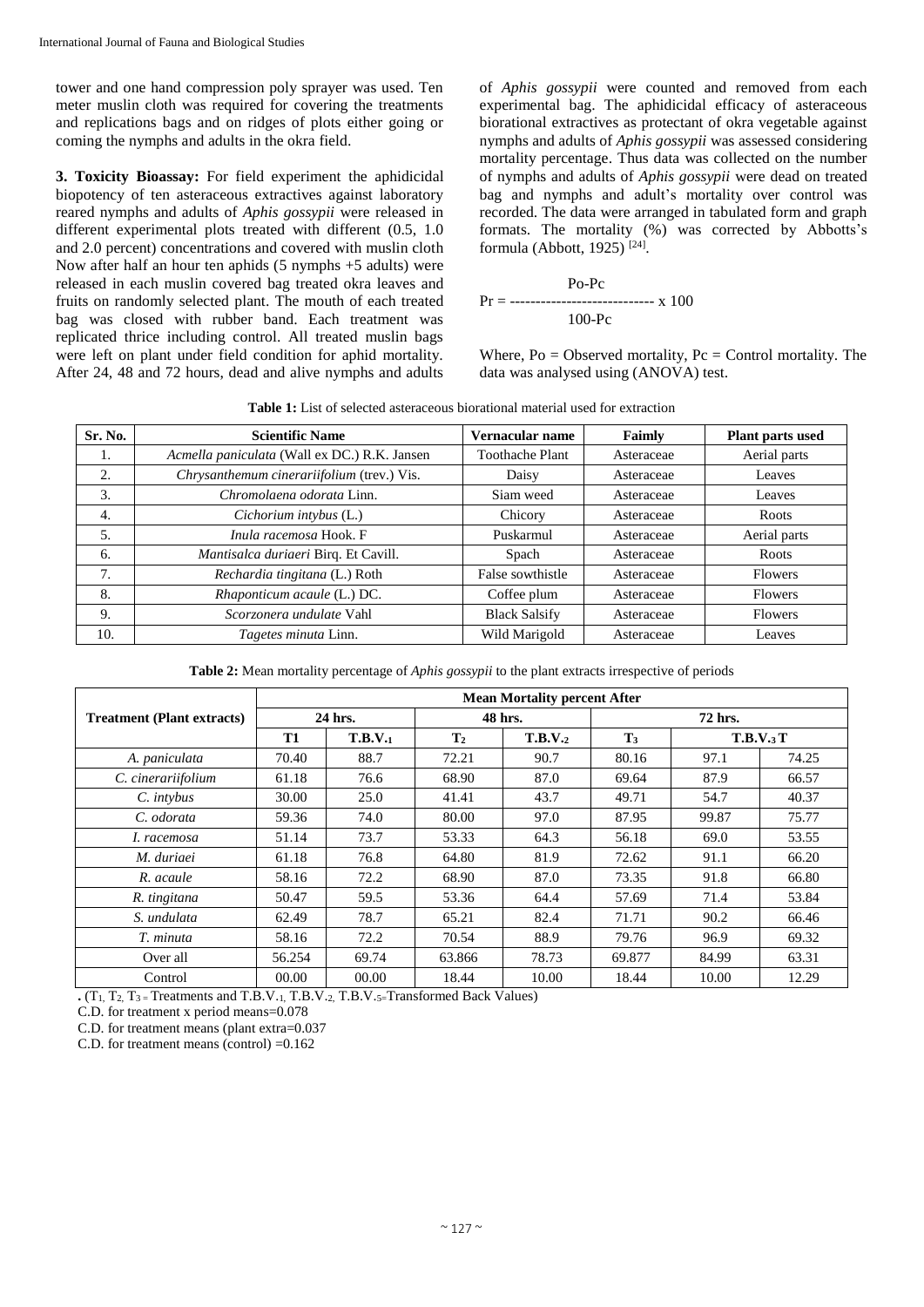tower and one hand compression poly sprayer was used. Ten meter muslin cloth was required for covering the treatments and replications bags and on ridges of plots either going or coming the nymphs and adults in the okra field.

**3. Toxicity Bioassay:** For field experiment the aphidicidal biopotency of ten asteraceous extractives against laboratory reared nymphs and adults of *Aphis gossypii* were released in different experimental plots treated with different (0.5, 1.0 and 2.0 percent) concentrations and covered with muslin cloth Now after half an hour ten aphids (5 nymphs +5 adults) were released in each muslin covered bag treated okra leaves and fruits on randomly selected plant. The mouth of each treated bag was closed with rubber band. Each treatment was replicated thrice including control. All treated muslin bags were left on plant under field condition for aphid mortality. After 24, 48 and 72 hours, dead and alive nymphs and adults of *Aphis gossypii* were counted and removed from each experimental bag. The aphidicidal efficacy of asteraceous biorational extractives as protectant of okra vegetable against nymphs and adults of *Aphis gossypii* was assessed considering mortality percentage. Thus data was collected on the number of nymphs and adults of *Aphis gossypii* were dead on treated bag and nymphs and adult's mortality over control was recorded. The data were arranged in tabulated form and graph formats. The mortality (%) was corrected by Abbotts's formula (Abbott, 1925) [24].

$$Pr = \frac{Po - Pc}{100 - Pc} \times 100$$

Where, Po = Observed mortality, Pc = Control mortality. The data was analysed using (ANOVA) test.

**Table 1:** List of selected asteraceous biorational material used for extraction

| Sr. No. | Scientific Name | Vernacular name | Faimly | Plant parts used |
|---|---|---|---|---|
| 1. | *Acmella paniculata* (Wall ex DC.) R.K. Jansen | Toothache Plant | Asteraceae | Aerial parts |
| 2. | *Chrysanthemum cinerariifolium* (trev.) Vis. | Daisy | Asteraceae | Leaves |
| 3. | *Chromolaena odorata* Linn. | Siam weed | Asteraceae | Leaves |
| 4. | *Cichorium intybus* (L.) | Chicory | Asteraceae | Roots |
| 5. | *Inula racemosa* Hook. F | Puskarmul | Asteraceae | Aerial parts |
| 6. | *Mantisalca duriaei* Birq. Et Cavill. | Spach | Asteraceae | Roots |
| 7. | *Rechardia tingitana* (L.) Roth | False sowthistle | Asteraceae | Flowers |
| 8. | *Rhaponticum acaule* (L.) DC. | Coffee plum | Asteraceae | Flowers |
| 9. | *Scorzonera undulate* Vahl | Black Salsify | Asteraceae | Flowers |
| 10. | *Tagetes minuta* Linn. | Wild Marigold | Asteraceae | Leaves |

**Table 2:** Mean mortality percentage of *Aphis gossypii* to the plant extracts irrespective of periods

| Treatment (Plant extracts) | Mean Mortality percent After | | | | | | |
|---|---|---|---|---|---|---|---|
| | 24 hrs. | | 48 hrs. | | 72 hrs. | | |
| | T1 | T.B.V.1 | T2 | T.B.V.2 | T3 | T.B.V.3 T | |
| *A. paniculata* | 70.40 | 88.7 | 72.21 | 90.7 | 80.16 | 97.1 | 74.25 |
| *C. cinerariifolium* | 61.18 | 76.6 | 68.90 | 87.0 | 69.64 | 87.9 | 66.57 |
| *C. intybus* | 30.00 | 25.0 | 41.41 | 43.7 | 49.71 | 54.7 | 40.37 |
| *C. odorata* | 59.36 | 74.0 | 80.00 | 97.0 | 87.95 | 99.87 | 75.77 |
| *I. racemosa* | 51.14 | 73.7 | 53.33 | 64.3 | 56.18 | 69.0 | 53.55 |
| *M. duriaei* | 61.18 | 76.8 | 64.80 | 81.9 | 72.62 | 91.1 | 66.20 |
| *R. acaule* | 58.16 | 72.2 | 68.90 | 87.0 | 73.35 | 91.8 | 66.80 |
| *R. tingitana* | 50.47 | 59.5 | 53.36 | 64.4 | 57.69 | 71.4 | 53.84 |
| *S. undulata* | 62.49 | 78.7 | 65.21 | 82.4 | 71.71 | 90.2 | 66.46 |
| *T. minuta* | 58.16 | 72.2 | 70.54 | 88.9 | 79.76 | 96.9 | 69.32 |
| Over all | 56.254 | 69.74 | 63.866 | 78.73 | 69.877 | 84.99 | 63.31 |
| Control | 00.00 | 00.00 | 18.44 | 10.00 | 18.44 | 10.00 | 12.29 |

. (T1, T2, T3 = Treatments and T.B.V.1, T.B.V.2, T.B.V.5=Transformed Back Values)

C.D. for treatment x period means=0.078

C.D. for treatment means (plant extra=0.037

C.D. for treatment means (control) =0.162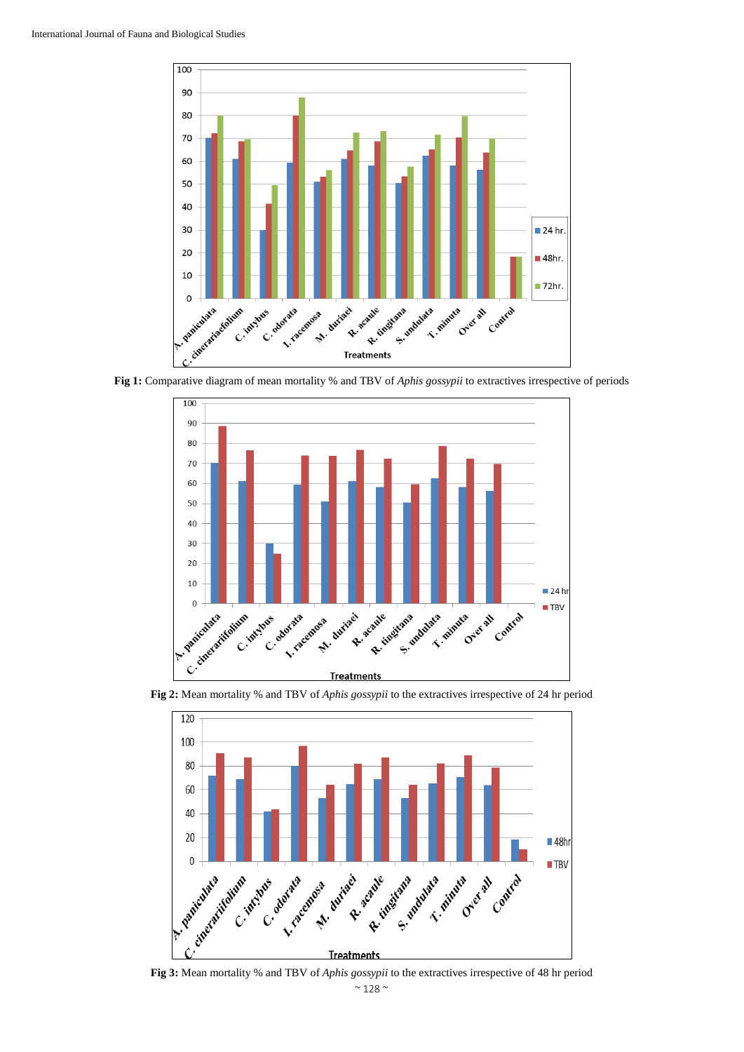**Fig 1:** Comparative diagram of mean mortality % and TBV of *Aphis gossypii* to extractives irrespective of periods

**Fig 2:** Mean mortality % and TBV of *Aphis gossypii* to the extractives irrespective of 24 hr period

**Fig 3:** Mean mortality % and TBV of *Aphis gossypii* to the extractives irrespective of 48 hr period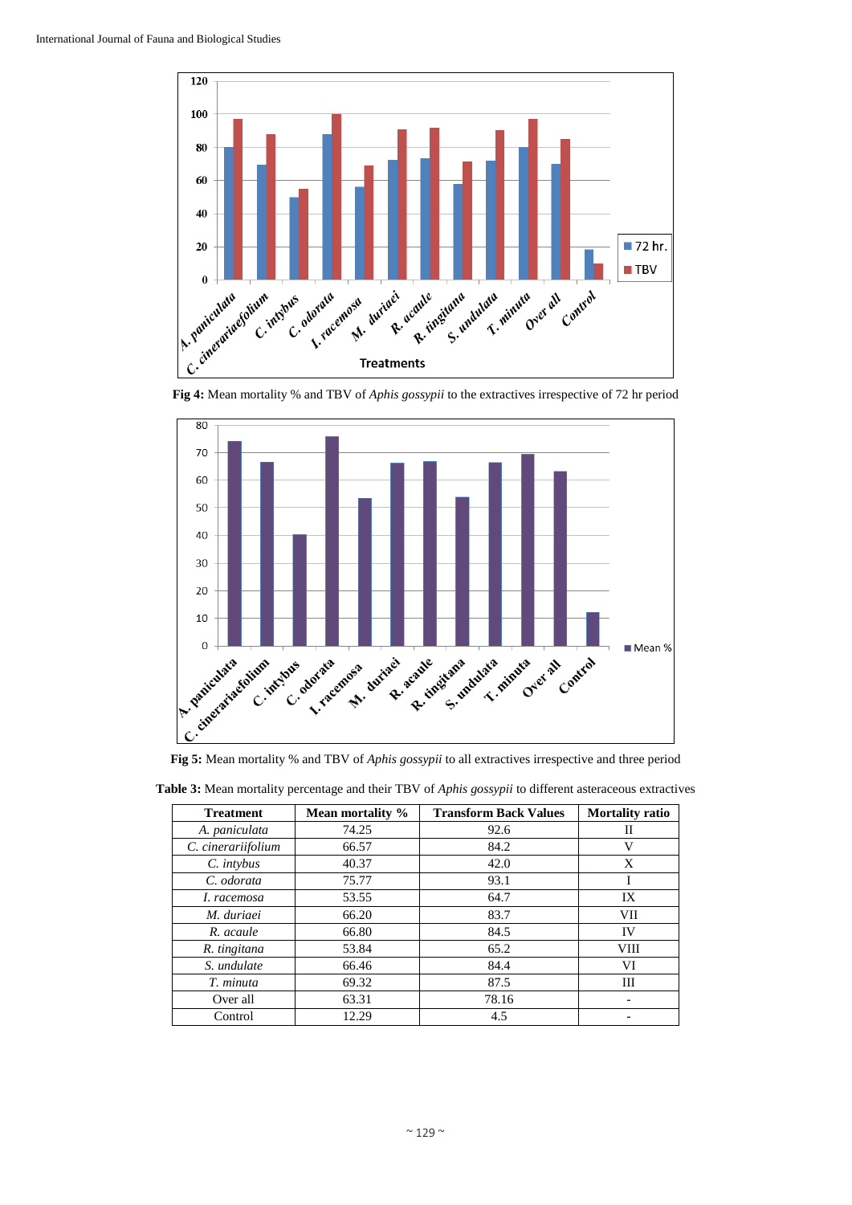**Fig 4:** Mean mortality % and TBV of *Aphis gossypii* to the extractives irrespective of 72 hr period

**Fig 5:** Mean mortality % and TBV of *Aphis gossypii* to all extractives irrespective and three period

**Table 3:** Mean mortality percentage and their TBV of *Aphis gossypii* to different asteraceous extractives

| Treatment | Mean mortality % | Transform Back Values | Mortality ratio |
|---|---|---|---|
| *A. paniculata* | 74.25 | 92.6 | II |
| *C. cinerariifolium* | 66.57 | 84.2 | V |
| *C. intybus* | 40.37 | 42.0 | X |
| *C. odorata* | 75.77 | 93.1 | I |
| *I. racemosa* | 53.55 | 64.7 | IX |
| *M. duriaei* | 66.20 | 83.7 | VII |
| *R. acaule* | 66.80 | 84.5 | IV |
| *R. tingitana* | 53.84 | 65.2 | VIII |
| *S. undulate* | 66.46 | 84.4 | VI |
| *T. minuta* | 69.32 | 87.5 | III |
| Over all | 63.31 | 78.16 | - |
| Control | 12.29 | 4.5 | - |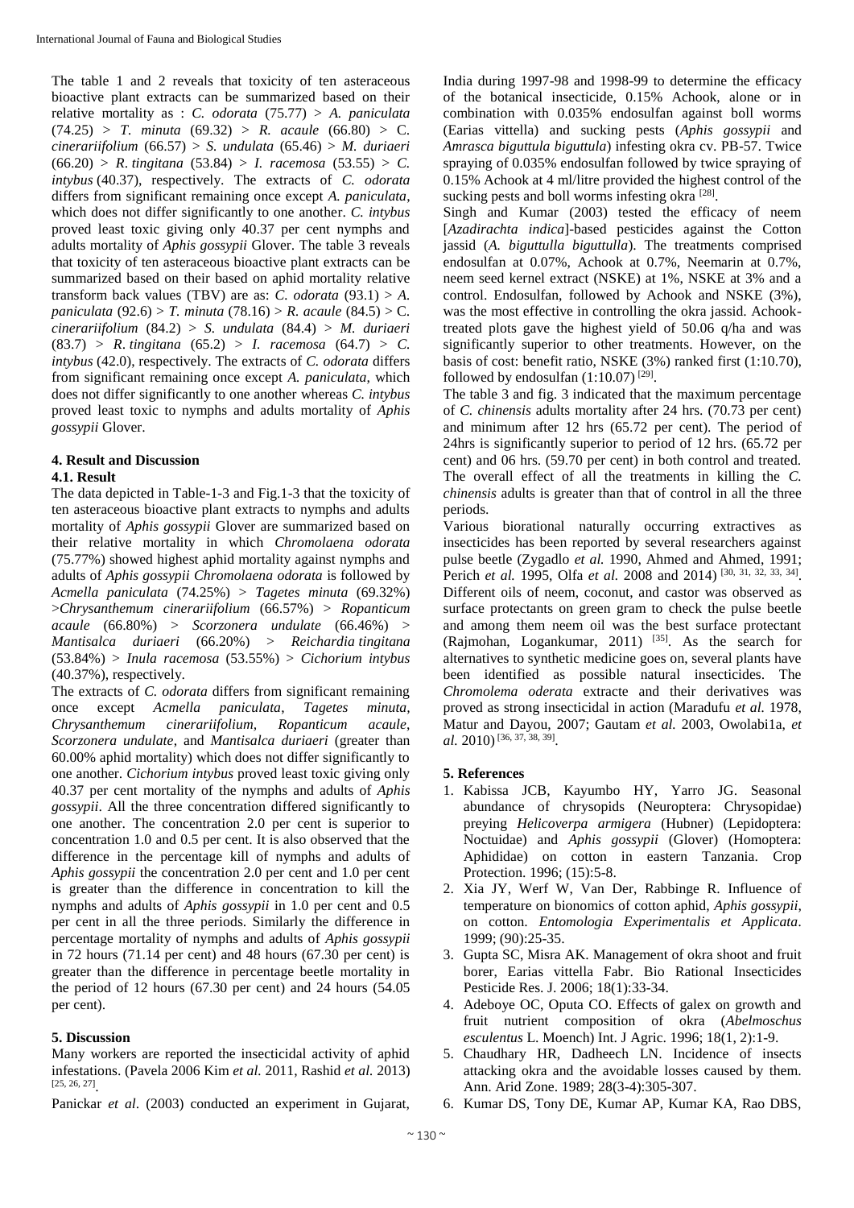The table 1 and 2 reveals that toxicity of ten asteraceous bioactive plant extracts can be summarized based on their relative mortality as : *C. odorata* (75.77) > *A. paniculata* (74.25) > *T. minuta* (69.32) > *R. acaule* (66.80) > C. *cinerariifolium* (66.57) > *S. undulata* (65.46) > *M. duriaeri* (66.20) > *R. tingitana* (53.84) > *I. racemosa* (53.55) > *C. intybus* (40.37), respectively. The extracts of *C. odorata* differs from significant remaining once except *A. paniculata*, which does not differ significantly to one another. *C. intybus* proved least toxic giving only 40.37 per cent nymphs and adults mortality of *Aphis gossypii* Glover. The table 3 reveals that toxicity of ten asteraceous bioactive plant extracts can be summarized based on their based on aphid mortality relative transform back values (TBV) are as: *C. odorata* (93.1) > *A. paniculata* (92.6) > *T. minuta* (78.16) > *R. acaule* (84.5) > C. *cinerariifolium* (84.2) > *S. undulata* (84.4) > *M. duriaeri* (83.7) > *R. tingitana* (65.2) > *I. racemosa* (64.7) > *C. intybus* (42.0), respectively. The extracts of *C. odorata* differs from significant remaining once except *A. paniculata*, which does not differ significantly to one another whereas *C. intybus* proved least toxic to nymphs and adults mortality of *Aphis gossypii* Glover.

## 4. Result and Discussion

### 4.1. Result

The data depicted in Table-1-3 and Fig.1-3 that the toxicity of ten asteraceous bioactive plant extracts to nymphs and adults mortality of *Aphis gossypii* Glover are summarized based on their relative mortality in which *Chromolaena odorata* (75.77%) showed highest aphid mortality against nymphs and adults of *Aphis gossypii Chromolaena odorata* is followed by *Acmella paniculata* (74.25%) > *Tagetes minuta* (69.32%) >*Chrysanthemum cinerariifolium* (66.57%) > *Ropanticum acaule* (66.80%) > *Scorzonera undulate* (66.46%) > *Mantisalca duriaeri* (66.20%) > *Reichardia tingitana* (53.84%) > *Inula racemosa* (53.55%) > *Cichorium intybus* (40.37%), respectively.

The extracts of *C. odorata* differs from significant remaining once except *Acmella paniculata*, *Tagetes minuta*, *Chrysanthemum cinerariifolium*, *Ropanticum acaule*, *Scorzonera undulate*, and *Mantisalca duriaeri* (greater than 60.00% aphid mortality) which does not differ significantly to one another. *Cichorium intybus* proved least toxic giving only 40.37 per cent mortality of the nymphs and adults of *Aphis gossypii*. All the three concentration differed significantly to one another. The concentration 2.0 per cent is superior to concentration 1.0 and 0.5 per cent. It is also observed that the difference in the percentage kill of nymphs and adults of *Aphis gossypii* the concentration 2.0 per cent and 1.0 per cent is greater than the difference in concentration to kill the nymphs and adults of *Aphis gossypii* in 1.0 per cent and 0.5 per cent in all the three periods. Similarly the difference in percentage mortality of nymphs and adults of *Aphis gossypii* in 72 hours (71.14 per cent) and 48 hours (67.30 per cent) is greater than the difference in percentage beetle mortality in the period of 12 hours (67.30 per cent) and 24 hours (54.05 per cent).

## 5. Discussion

Many workers are reported the insecticidal activity of aphid infestations. (Pavela 2006 Kim *et al.* 2011, Rashid *et al.* 2013) [25, 26, 27].

Panickar *et al*. (2003) conducted an experiment in Gujarat, India during 1997-98 and 1998-99 to determine the efficacy of the botanical insecticide, 0.15% Achook, alone or in combination with 0.035% endosulfan against boll worms (Earias vittella) and sucking pests (*Aphis gossypii* and *Amrasca biguttula biguttula*) infesting okra cv. PB-57. Twice spraying of 0.035% endosulfan followed by twice spraying of 0.15% Achook at 4 ml/litre provided the highest control of the sucking pests and boll worms infesting okra [28].

Singh and Kumar (2003) tested the efficacy of neem [*Azadirachta indica*]-based pesticides against the Cotton jassid (*A. biguttulla biguttulla*). The treatments comprised endosulfan at 0.07%, Achook at 0.7%, Neemarin at 0.7%, neem seed kernel extract (NSKE) at 1%, NSKE at 3% and a control. Endosulfan, followed by Achook and NSKE (3%), was the most effective in controlling the okra jassid. Achook-treated plots gave the highest yield of 50.06 q/ha and was significantly superior to other treatments. However, on the basis of cost: benefit ratio, NSKE (3%) ranked first (1:10.70), followed by endosulfan (1:10.07) [29].

The table 3 and fig. 3 indicated that the maximum percentage of *C. chinensis* adults mortality after 24 hrs. (70.73 per cent) and minimum after 12 hrs (65.72 per cent). The period of 24hrs is significantly superior to period of 12 hrs. (65.72 per cent) and 06 hrs. (59.70 per cent) in both control and treated. The overall effect of all the treatments in killing the *C. chinensis* adults is greater than that of control in all the three periods.

Various biorational naturally occurring extractives as insecticides has been reported by several researchers against pulse beetle (Zygadlo *et al.* 1990, Ahmed and Ahmed, 1991; Perich *et al.* 1995, Olfa *et al.* 2008 and 2014) [30, 31, 32, 33, 34]. Different oils of neem, coconut, and castor was observed as surface protectants on green gram to check the pulse beetle and among them neem oil was the best surface protectant (Rajmohan, Logankumar, 2011) [35]. As the search for alternatives to synthetic medicine goes on, several plants have been identified as possible natural insecticides. The *Chromolema oderata* extracte and their derivatives was proved as strong insecticidal in action (Maradufu *et al.* 1978, Matur and Dayou, 2007; Gautam *et al.* 2003, Owolabi1a, *et al.* 2010) [36, 37, 38, 39].

## 5. References

1. Kabissa JCB, Kayumbo HY, Yarro JG. Seasonal abundance of chrysopids (Neuroptera: Chrysopidae) preying *Helicoverpa armigera* (Hubner) (Lepidoptera: Noctuidae) and *Aphis gossypii* (Glover) (Homoptera: Aphididae) on cotton in eastern Tanzania. Crop Protection. 1996; (15):5-8.
2. Xia JY, Werf W, Van Der, Rabbinge R. Influence of temperature on bionomics of cotton aphid, *Aphis gossypii*, on cotton. *Entomologia Experimentalis et Applicata*. 1999; (90):25-35.
3. Gupta SC, Misra AK. Management of okra shoot and fruit borer, Earias vittella Fabr. Bio Rational Insecticides Pesticide Res. J. 2006; 18(1):33-34.
4. Adeboye OC, Oputa CO. Effects of galex on growth and fruit nutrient composition of okra (*Abelmoschus esculentus* L. Moench) Int. J Agric. 1996; 18(1, 2):1-9.
5. Chaudhary HR, Dadheech LN. Incidence of insects attacking okra and the avoidable losses caused by them. Ann. Arid Zone. 1989; 28(3-4):305-307.
6. Kumar DS, Tony DE, Kumar AP, Kumar KA, Rao DBS,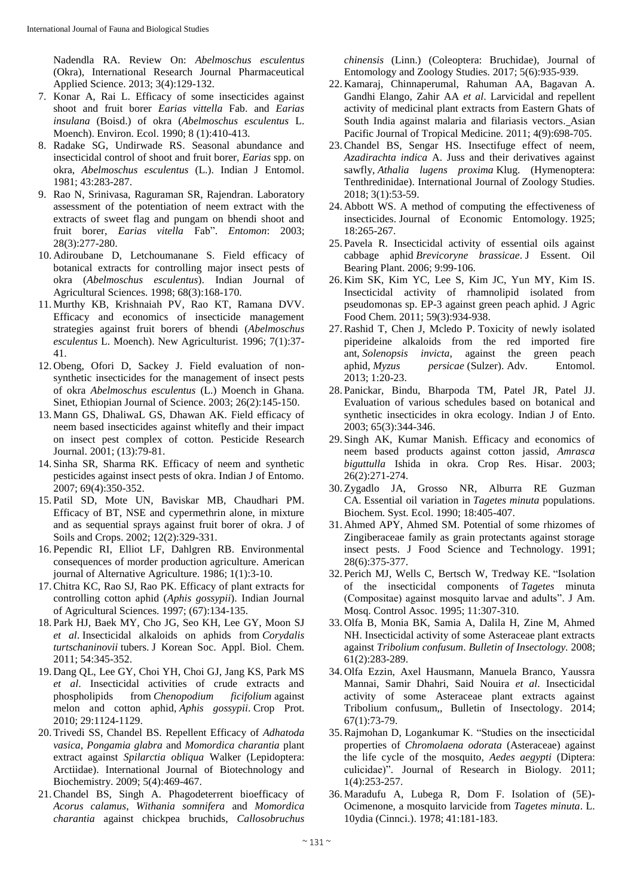Nadendla RA. Review On: *Abelmoschus esculentus* (Okra), International Research Journal Pharmaceutical Applied Science. 2013; 3(4):129-132.

7. Konar A, Rai L. Efficacy of some insecticides against shoot and fruit borer *Earias vittella* Fab. and *Earias insulana* (Boisd.) of okra (*Abelmoschus esculentus* L. Moench). Environ. Ecol. 1990; 8 (1):410-413.
8. Radake SG, Undirwade RS. Seasonal abundance and insecticidal control of shoot and fruit borer, *Earias* spp. on okra, *Abelmoschus esculentus* (L.). Indian J Entomol. 1981; 43:283-287.
9. Rao N, Srinivasa, Raguraman SR, Rajendran. Laboratory assessment of the potentiation of neem extract with the extracts of sweet flag and pungam on bhendi shoot and fruit borer, *Earias vitella* Fab". *Entomon*: 2003; 28(3):277-280.
10. Adiroubane D, Letchoumanane S. Field efficacy of botanical extracts for controlling major insect pests of okra (*Abelmoschus esculentus*). Indian Journal of Agricultural Sciences. 1998; 68(3):168-170.
11. Murthy KB, Krishnaiah PV, Rao KT, Ramana DVV. Efficacy and economics of insecticide management strategies against fruit borers of bhendi (*Abelmoschus esculentus* L. Moench). New Agriculturist. 1996; 7(1):37-41.
12. Obeng, Ofori D, Sackey J. Field evaluation of non-synthetic insecticides for the management of insect pests of okra *Abelmoschus esculentus* (L.) Moench in Ghana. Sinet, Ethiopian Journal of Science. 2003; 26(2):145-150.
13. Mann GS, DhaliwaL GS, Dhawan AK. Field efficacy of neem based insecticides against whitefly and their impact on insect pest complex of cotton. Pesticide Research Journal. 2001; (13):79-81.
14. Sinha SR, Sharma RK. Efficacy of neem and synthetic pesticides against insect pests of okra. Indian J of Entomo. 2007; 69(4):350-352.
15. Patil SD, Mote UN, Baviskar MB, Chaudhari PM. Efficacy of BT, NSE and cypermethrin alone, in mixture and as sequential sprays against fruit borer of okra. J of Soils and Crops. 2002; 12(2):329-331.
16. Pependic RI, Elliot LF, Dahlgren RB. Environmental consequences of morder production agriculture. American journal of Alternative Agriculture. 1986; 1(1):3-10.
17. Chitra KC, Rao SJ, Rao PK. Efficacy of plant extracts for controlling cotton aphid (*Aphis gossypii*). Indian Journal of Agricultural Sciences. 1997; (67):134-135.
18. Park HJ, Baek MY, Cho JG, Seo KH, Lee GY, Moon SJ *et al*. Insecticidal alkaloids on aphids from *Corydalis turtschaninovii* tubers. J Korean Soc. Appl. Biol. Chem. 2011; 54:345-352.
19. Dang QL, Lee GY, Choi YH, Choi GJ, Jang KS, Park MS *et al*. Insecticidal activities of crude extracts and phospholipids from *Chenopodium ficifolium* against melon and cotton aphid, *Aphis gossypii*. Crop Prot. 2010; 29:1124-1129.
20. Trivedi SS, Chandel BS. Repellent Efficacy of *Adhatoda vasica*, *Pongamia glabra* and *Momordica charantia* plant extract against *Spilarctia obliqua* Walker (Lepidoptera: Arctiidae). International Journal of Biotechnology and Biochemistry. 2009; 5(4):469-467.
21. Chandel BS, Singh A. Phagodeterrent bioefficacy of *Acorus calamus*, *Withania somnifera* and *Momordica charantia* against chickpea bruchids, *Callosobruchus chinensis* (Linn.) (Coleoptera: Bruchidae), Journal of Entomology and Zoology Studies. 2017; 5(6):935-939.
22. Kamaraj, Chinnaperumal, Rahuman AA, Bagavan A. Gandhi Elango, Zahir AA *et al*. Larvicidal and repellent activity of medicinal plant extracts from Eastern Ghats of South India against malaria and filariasis vectors. Asian Pacific Journal of Tropical Medicine. 2011; 4(9):698-705.
23. Chandel BS, Sengar HS. Insectifuge effect of neem, *Azadirachta indica* A. Juss and their derivatives against sawfly, *Athalia lugens proxima* Klug. (Hymenoptera: Tenthredinidae). International Journal of Zoology Studies. 2018; 3(1):53-59.
24. Abbott WS. A method of computing the effectiveness of insecticides. Journal of Economic Entomology. 1925; 18:265-267.
25. Pavela R. Insecticidal activity of essential oils against cabbage aphid *Brevicoryne brassicae*. J Essent. Oil Bearing Plant. 2006; 9:99-106.
26. Kim SK, Kim YC, Lee S, Kim JC, Yun MY, Kim IS. Insecticidal activity of rhamnolipid isolated from pseudomonas sp. EP-3 against green peach aphid. J Agric Food Chem. 2011; 59(3):934-938.
27. Rashid T, Chen J, Mcledo P. Toxicity of newly isolated piperideine alkaloids from the red imported fire ant, *Solenopsis invicta*, against the green peach aphid, *Myzus persicae* (Sulzer). Adv. Entomol. 2013; 1:20-23.
28. Panickar, Bindu, Bharpoda TM, Patel JR, Patel JJ. Evaluation of various schedules based on botanical and synthetic insecticides in okra ecology. Indian J of Ento. 2003; 65(3):344-346.
29. Singh AK, Kumar Manish. Efficacy and economics of neem based products against cotton jassid, *Amrasca biguttulla* Ishida in okra. Crop Res. Hisar. 2003; 26(2):271-274.
30. Zygadlo JA, Grosso NR, Alburra RE Guzman CA. Essential oil variation in *Tagetes minuta* populations. Biochem. Syst. Ecol. 1990; 18:405-407.
31. Ahmed APY, Ahmed SM. Potential of some rhizomes of Zingiberaceae family as grain protectants against storage insect pests. J Food Science and Technology. 1991; 28(6):375-377.
32. Perich MJ, Wells C, Bertsch W, Tredway KE. "Isolation of the insecticidal components of *Tagetes* minuta (Compositae) against mosquito larvae and adults". J Am. Mosq. Control Assoc. 1995; 11:307-310.
33. Olfa B, Monia BK, Samia A, Dalila H, Zine M, Ahmed NH. Insecticidal activity of some Asteraceae plant extracts against *Tribolium confusum*. *Bulletin of Insectology*. 2008; 61(2):283-289.
34. Olfa Ezzin, Axel Hausmann, Manuela Branco, Yaussra Mannai, Samir Dhahri, Said Nouira *et al*. Insecticidal activity of some Asteraceae plant extracts against Tribolium confusum,, Bulletin of Insectology. 2014; 67(1):73-79.
35. Rajmohan D, Logankumar K. "Studies on the insecticidal properties of *Chromolaena odorata* (Asteraceae) against the life cycle of the mosquito, *Aedes aegypti* (Diptera: culicidae)". Journal of Research in Biology. 2011; 1(4):253-257.
36. Maradufu A, Lubega R, Dom F. Isolation of (5E)-Ocimenone, a mosquito larvicide from *Tagetes minuta*. L. 10ydia (Cinnci.). 1978; 41:181-183.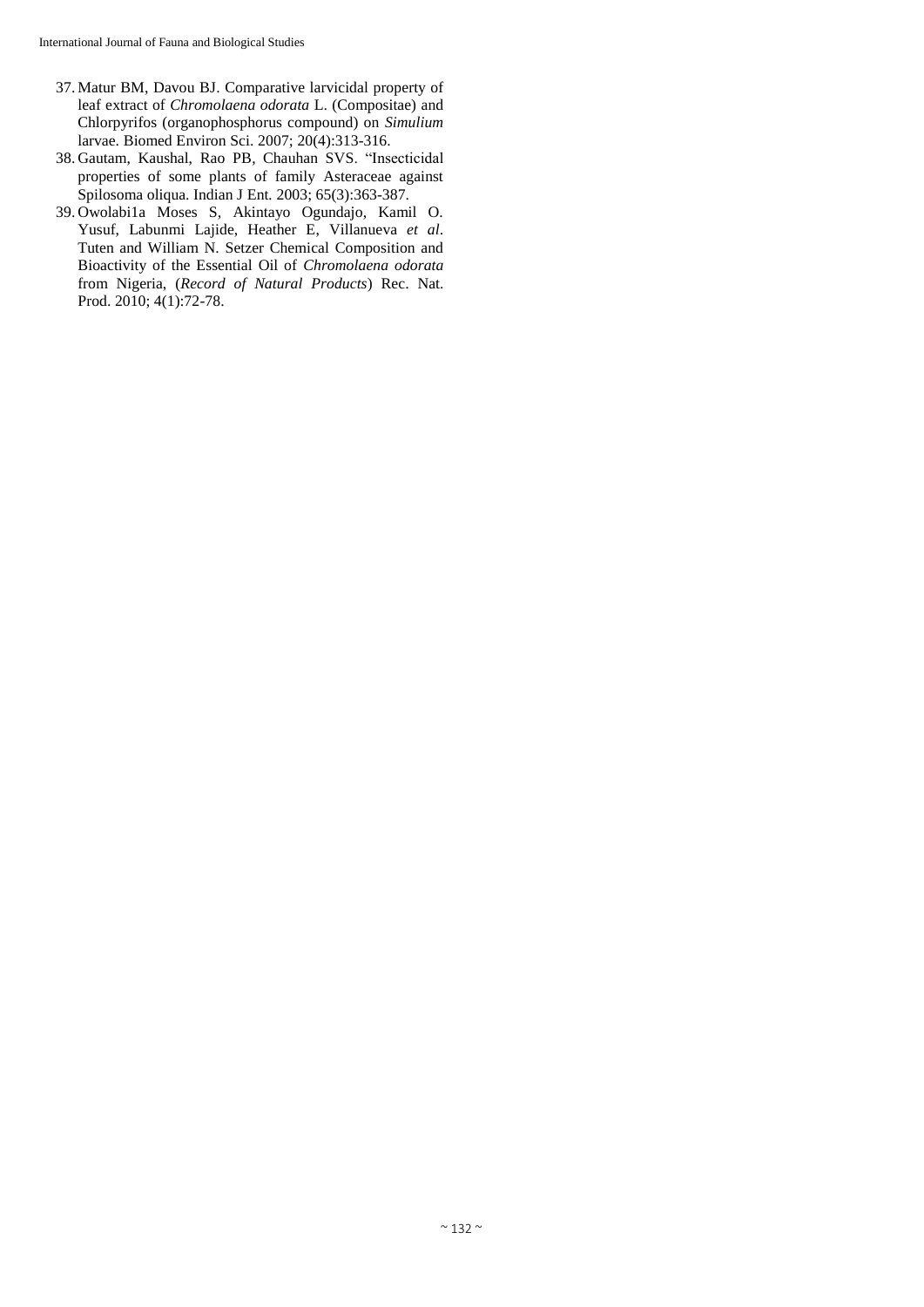37. Matur BM, Davou BJ. Comparative larvicidal property of leaf extract of *Chromolaena odorata* L. (Compositae) and Chlorpyrifos (organophosphorus compound) on *Simulium* larvae. Biomed Environ Sci. 2007; 20(4):313-316.
38. Gautam, Kaushal, Rao PB, Chauhan SVS. "Insecticidal properties of some plants of family Asteraceae against Spilosoma oliqua. Indian J Ent. 2003; 65(3):363-387.
39. Owolabi1a Moses S, Akintayo Ogundajo, Kamil O. Yusuf, Labunmi Lajide, Heather E, Villanueva *et al*. Tuten and William N. Setzer Chemical Composition and Bioactivity of the Essential Oil of *Chromolaena odorata* from Nigeria, (*Record of Natural Products*) Rec. Nat. Prod. 2010; 4(1):72-78.